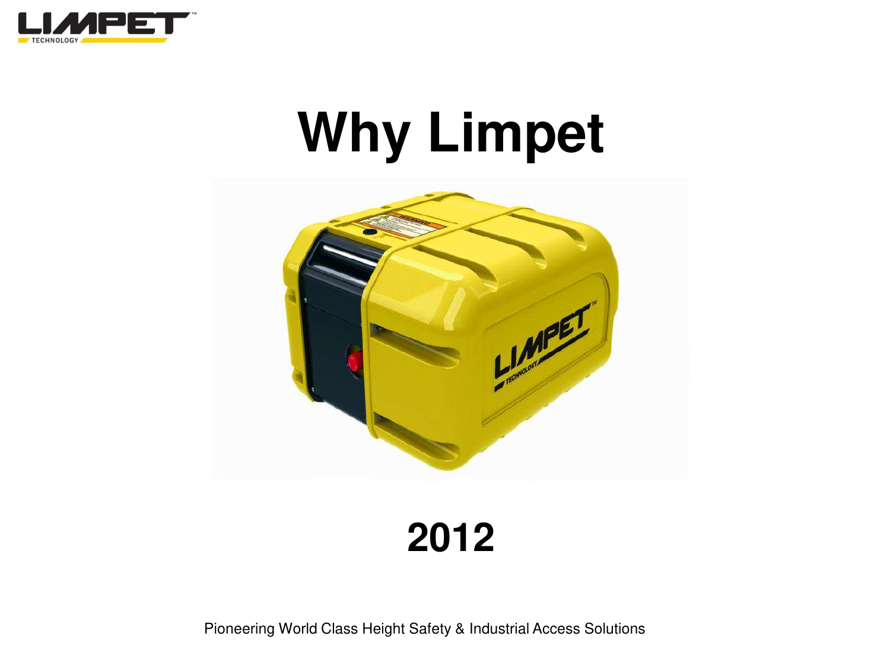# Why Limpet

## 2012

Pioneering World Class Height Safety & Industrial Access Solutions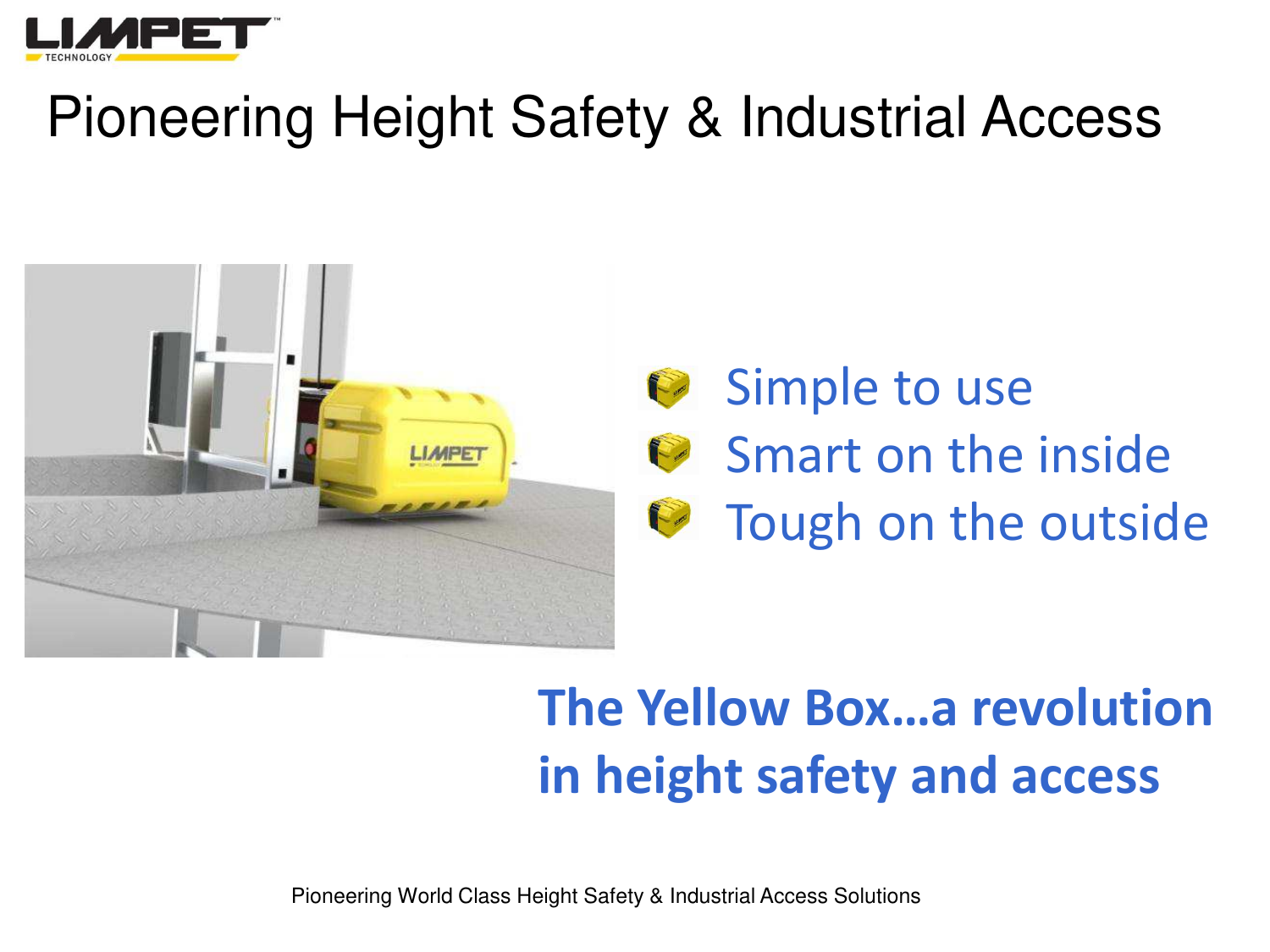# Pioneering Height Safety & Industrial Access

- Simple to use
- Smart on the inside
- Tough on the outside

**The Yellow Box…a revolution in height safety and access**

Pioneering World Class Height Safety & Industrial Access Solutions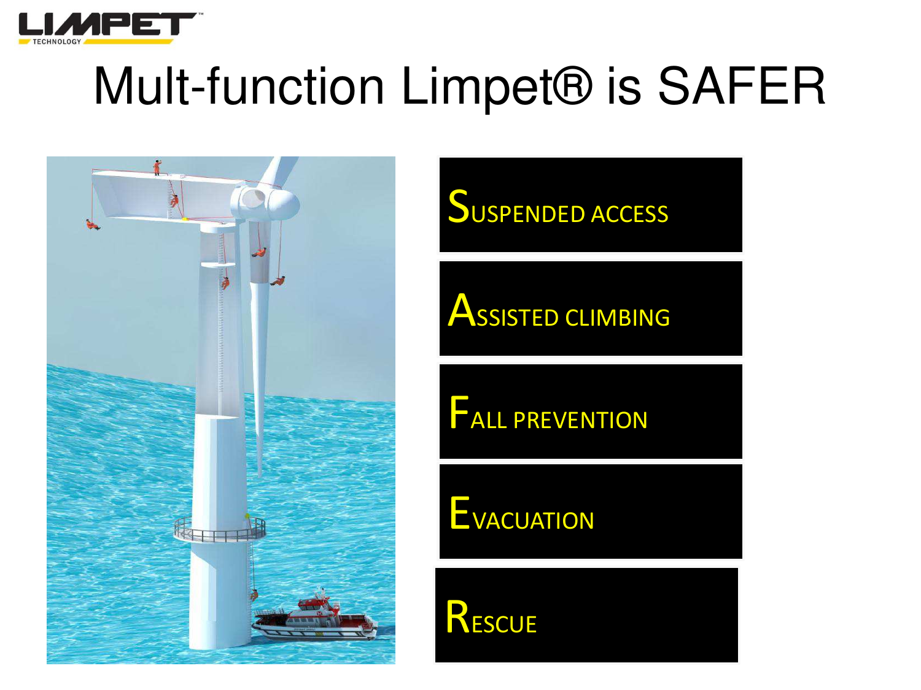# Mult-function Limpet® is SAFER

- **S**USPENDED ACCESS
- **A**SSISTED CLIMBING
- **F**ALL PREVENTION
- **E**VACUATION
- **R**ESCUE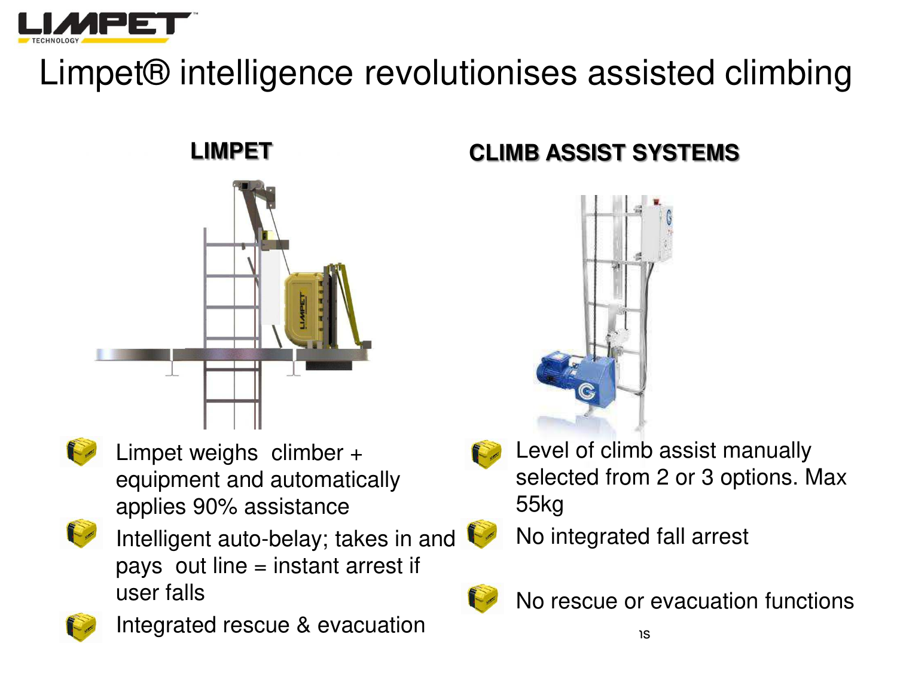# Limpet® intelligence revolutionises assisted climbing

## LIMPET

- Limpet weighs climber + equipment and automatically applies 90% assistance
- Intelligent auto-belay; takes in and pays out line = instant arrest if user falls
- Integrated rescue & evacuation

## CLIMB ASSIST SYSTEMS

- Level of climb assist manually selected from 2 or 3 options. Max 55kg
- No integrated fall arrest
- No rescue or evacuation functions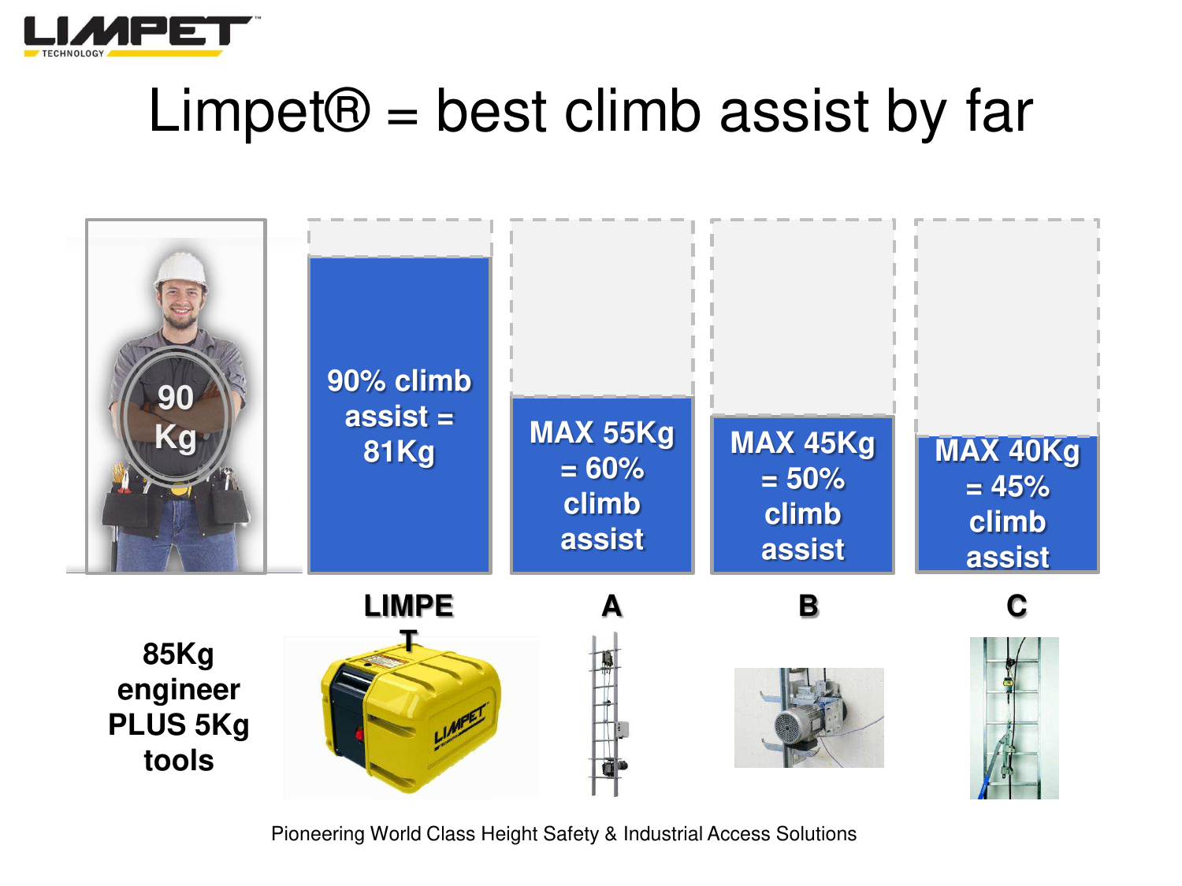# Limpet® = best climb assist by far

90 Kg

90% climb assist = 81Kg

MAX 55Kg = 60% climb assist

MAX 45Kg = 50% climb assist

MAX 40Kg = 45% climb assist

85Kg engineer PLUS 5Kg tools

LIMPET

A

B

C

Pioneering World Class Height Safety & Industrial Access Solutions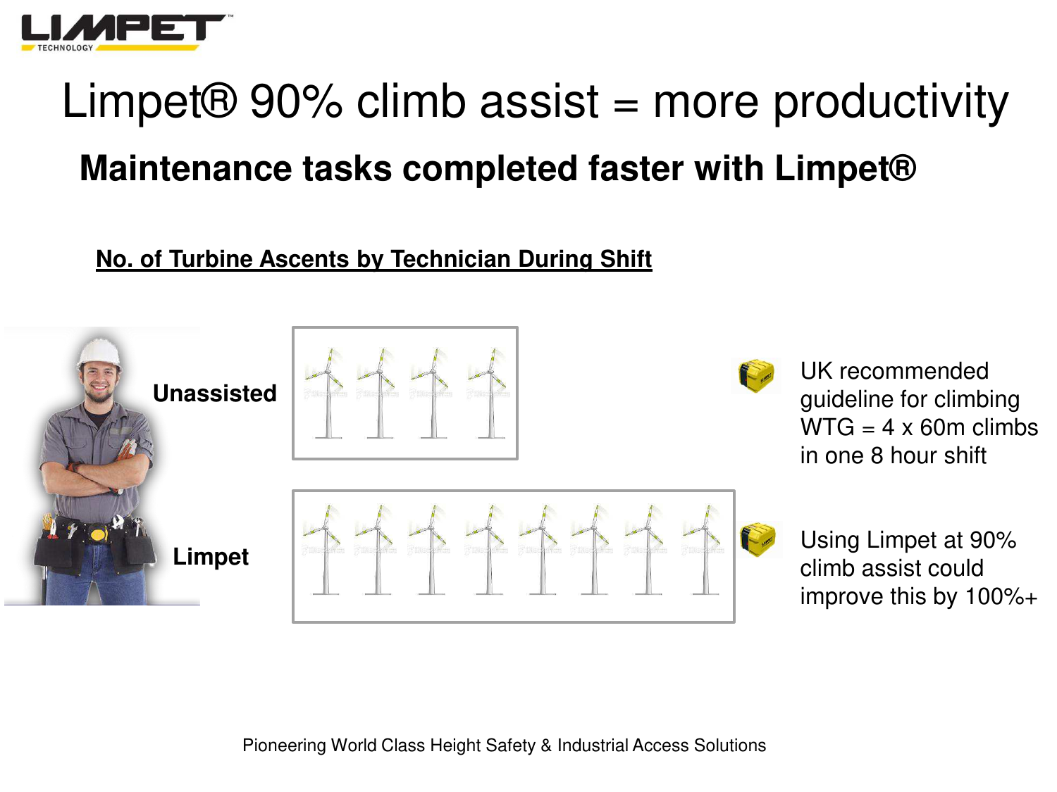# Limpet® 90% climb assist = more productivity

## Maintenance tasks completed faster with Limpet®

**No. of Turbine Ascents by Technician During Shift**

**Unassisted**

**Limpet**

- UK recommended guideline for climbing WTG = 4 x 60m climbs in one 8 hour shift
- Using Limpet at 90% climb assist could improve this by 100%+

Pioneering World Class Height Safety & Industrial Access Solutions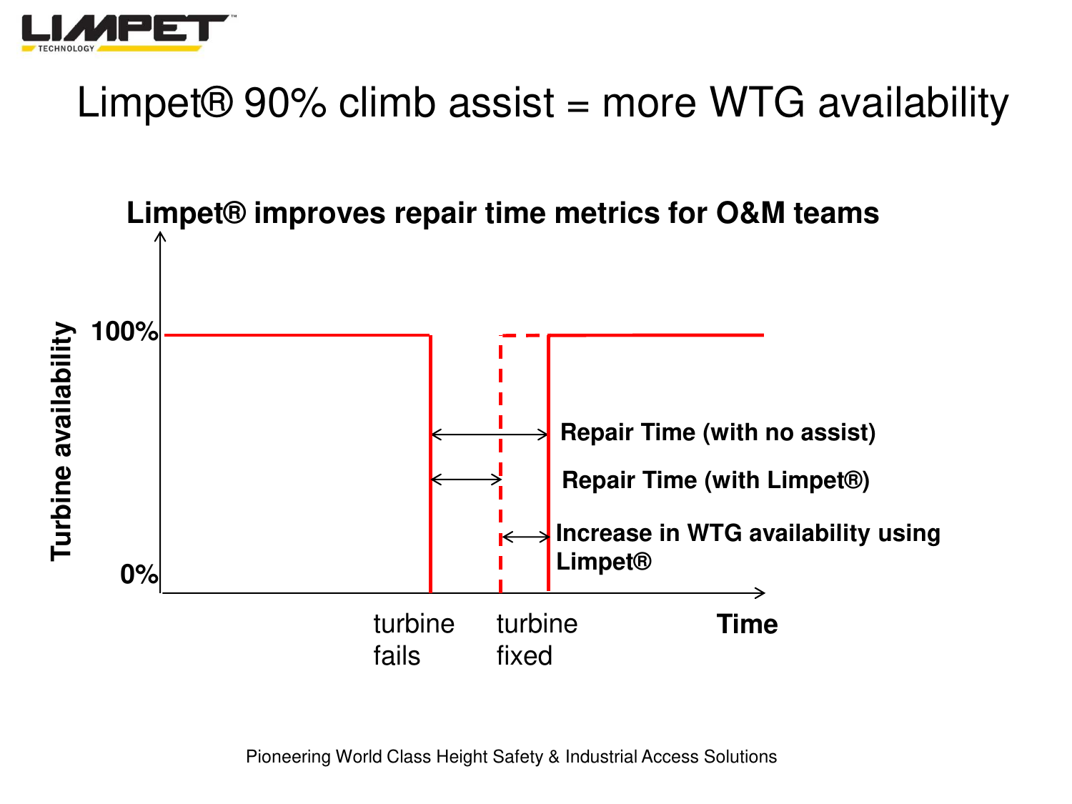# Limpet® 90% climb assist = more WTG availability

**Limpet® improves repair time metrics for O&M teams**

Turbine availability

100%

0%

**Repair Time (with no assist)**

**Repair Time (with Limpet®)**

**Increase in WTG availability using Limpet®**

turbine fails

turbine fixed

**Time**

Pioneering World Class Height Safety & Industrial Access Solutions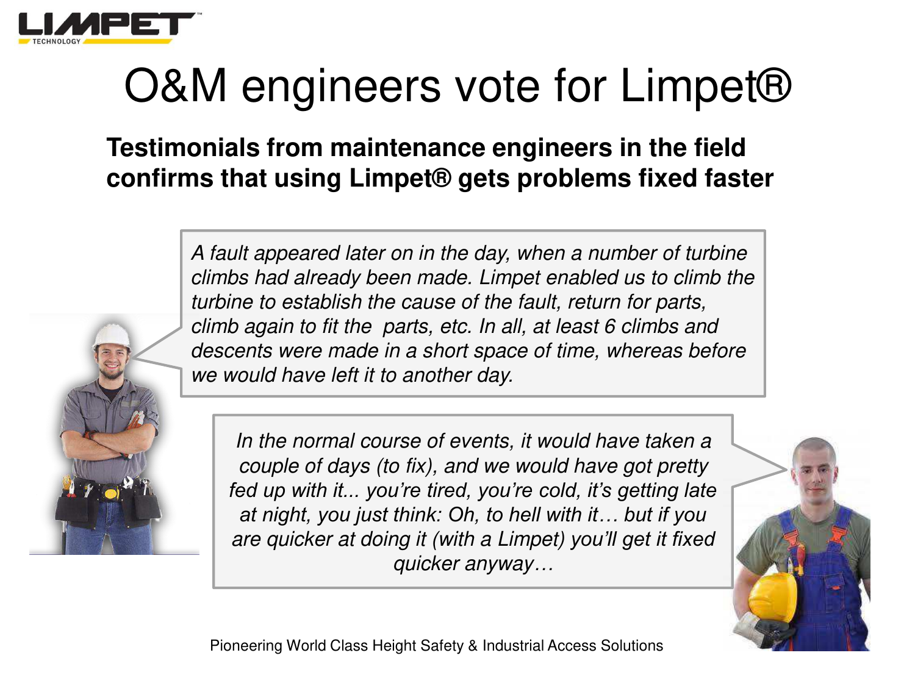# O&M engineers vote for Limpet®

**Testimonials from maintenance engineers in the field confirms that using Limpet® gets problems fixed faster**

*A fault appeared later on in the day, when a number of turbine climbs had already been made. Limpet enabled us to climb the turbine to establish the cause of the fault, return for parts, climb again to fit the parts, etc. In all, at least 6 climbs and descents were made in a short space of time, whereas before we would have left it to another day.*

*In the normal course of events, it would have taken a couple of days (to fix), and we would have got pretty fed up with it... you're tired, you're cold, it's getting late at night, you just think: Oh, to hell with it… but if you are quicker at doing it (with a Limpet) you'll get it fixed quicker anyway…*

Pioneering World Class Height Safety & Industrial Access Solutions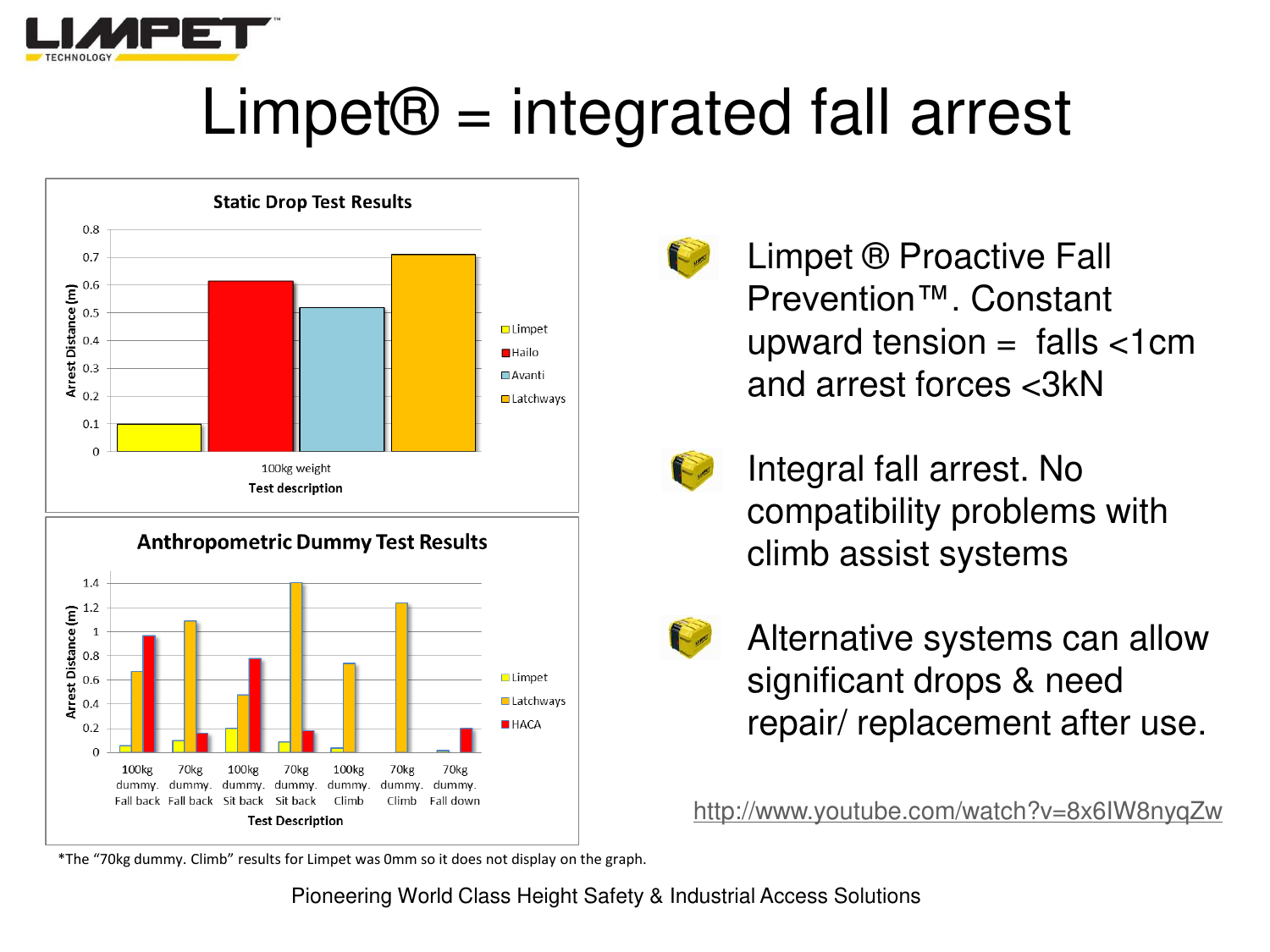# Limpet® = integrated fall arrest

**Static Drop Test Results**

| Test description | Limpet | Hailo | Avanti | Latchways |
|---|---|---|---|---|
| 100kg weight | 0.1 | 0.61 | 0.52 | 0.71 |

Arrest Distance (m)

**Anthropometric Dummy Test Results**

| Test Description | Limpet | Latchways | HACA |
|---|---|---|---|
| 100kg dummy. Fall back | 0.05 | 0.67 | 0.97 |
| 70kg dummy. Fall back | 0.1 | 1.09 | 0.16 |
| 100kg dummy. Sit back | 0.2 | 0.48 | 0.78 |
| 70kg dummy. Sit back | 0.09 | 1.4 | 0.18 |
| 100kg dummy. Climb | 0.04 | 0.74 | |
| 70kg dummy. Climb | 0 | 1.23 | |
| 70kg dummy. Fall down | | 0.02 | 0.2 |

Arrest Distance (m)

*The "70kg dummy. Climb" results for Limpet was 0mm so it does not display on the graph.

- Limpet ® Proactive Fall Prevention™. Constant upward tension = falls <1cm and arrest forces <3kN
- Integral fall arrest. No compatibility problems with climb assist systems
- Alternative systems can allow significant drops & need repair/ replacement after use.

http://www.youtube.com/watch?v=8x6IW8nyqZw

Pioneering World Class Height Safety & Industrial Access Solutions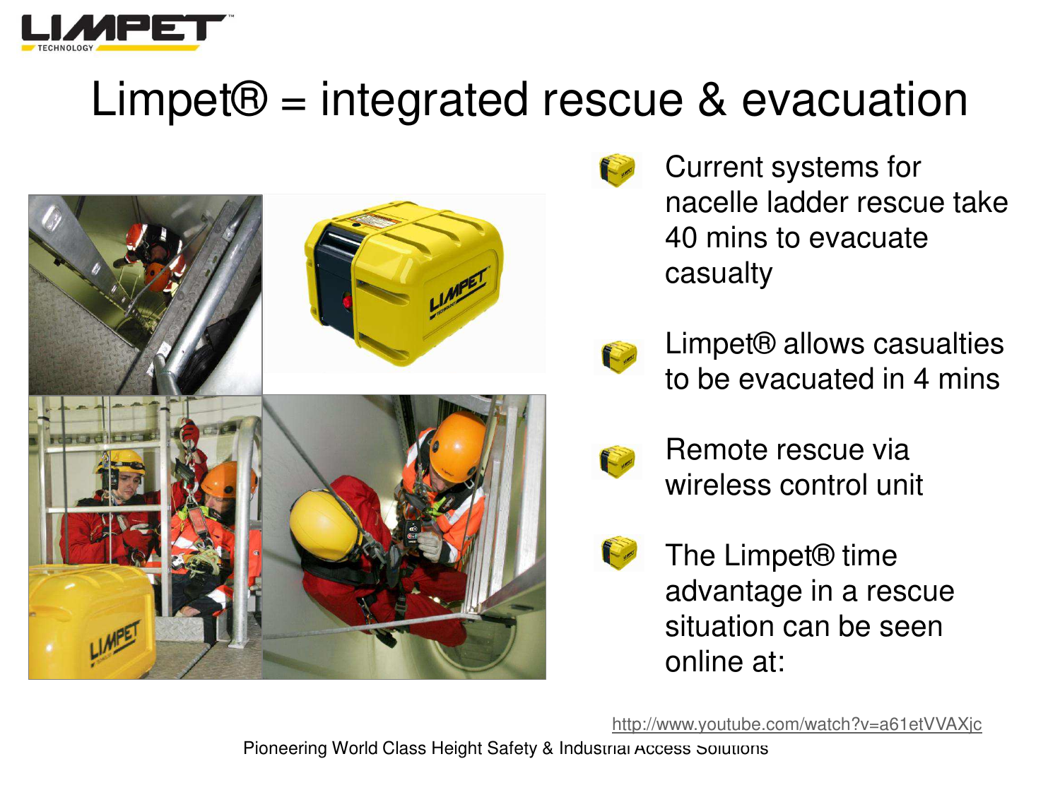# Limpet® = integrated rescue & evacuation

- Current systems for nacelle ladder rescue take 40 mins to evacuate casualty
- Limpet® allows casualties to be evacuated in 4 mins
- Remote rescue via wireless control unit
- The Limpet® time advantage in a rescue situation can be seen online at:

http://www.youtube.com/watch?v=a61etVVAXjc

Pioneering World Class Height Safety & Industrial Access Solutions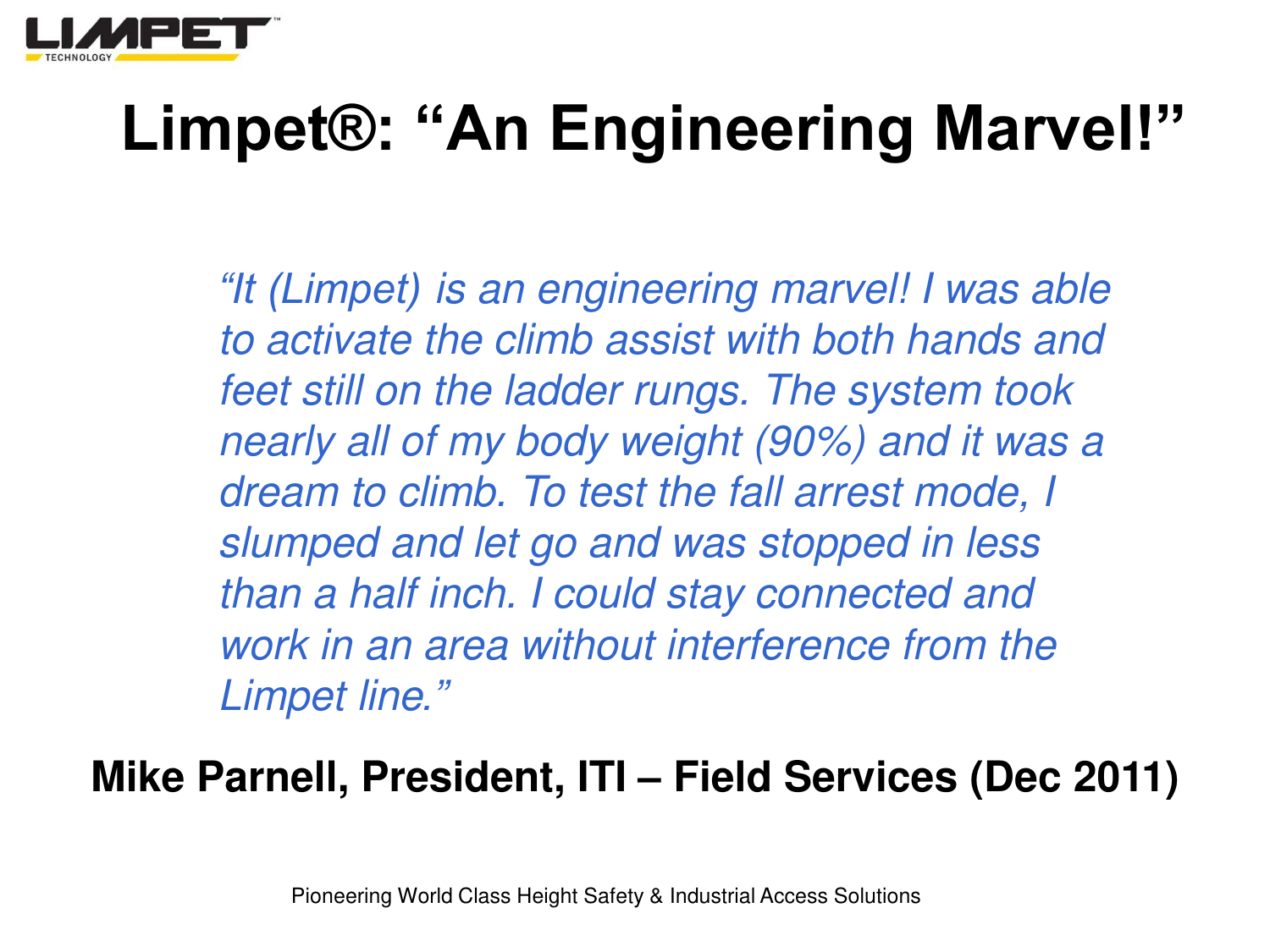# Limpet®: "An Engineering Marvel!"

*"It (Limpet) is an engineering marvel! I was able to activate the climb assist with both hands and feet still on the ladder rungs. The system took nearly all of my body weight (90%) and it was a dream to climb. To test the fall arrest mode, I slumped and let go and was stopped in less than a half inch. I could stay connected and work in an area without interference from the Limpet line."*

**Mike Parnell, President, ITI – Field Services (Dec 2011)**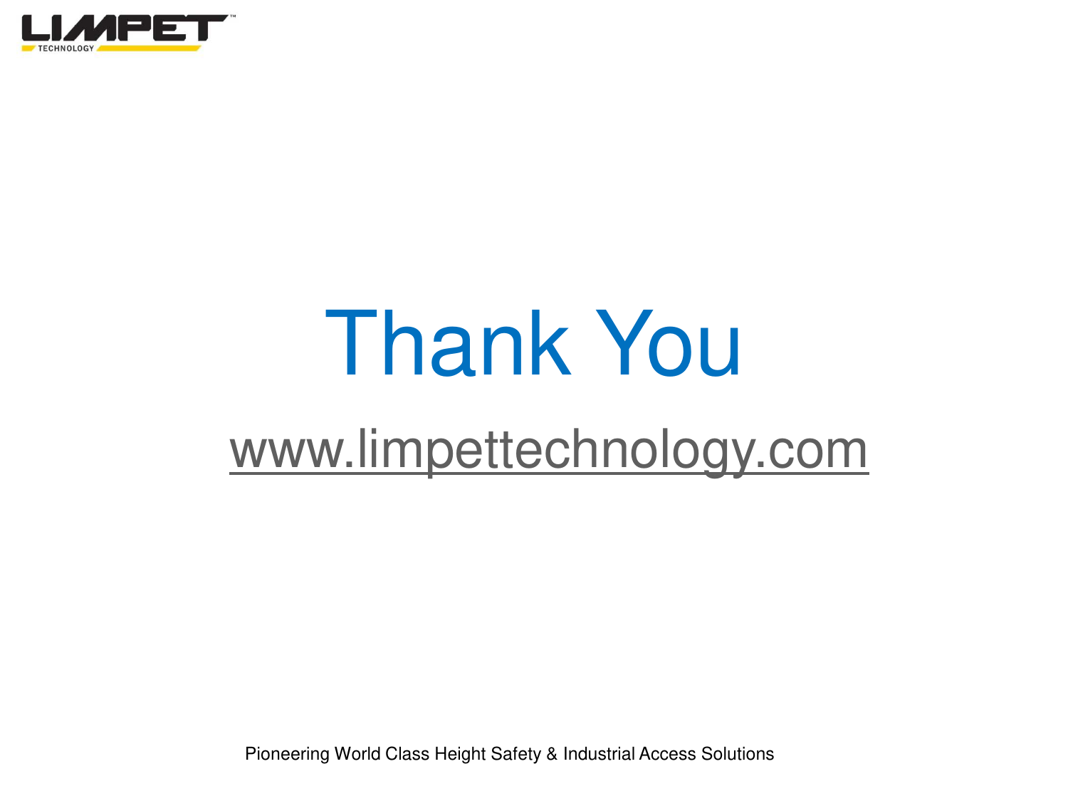# Thank You

[www.limpettechnology.com](http://www.limpettechnology.com)

Pioneering World Class Height Safety & Industrial Access Solutions